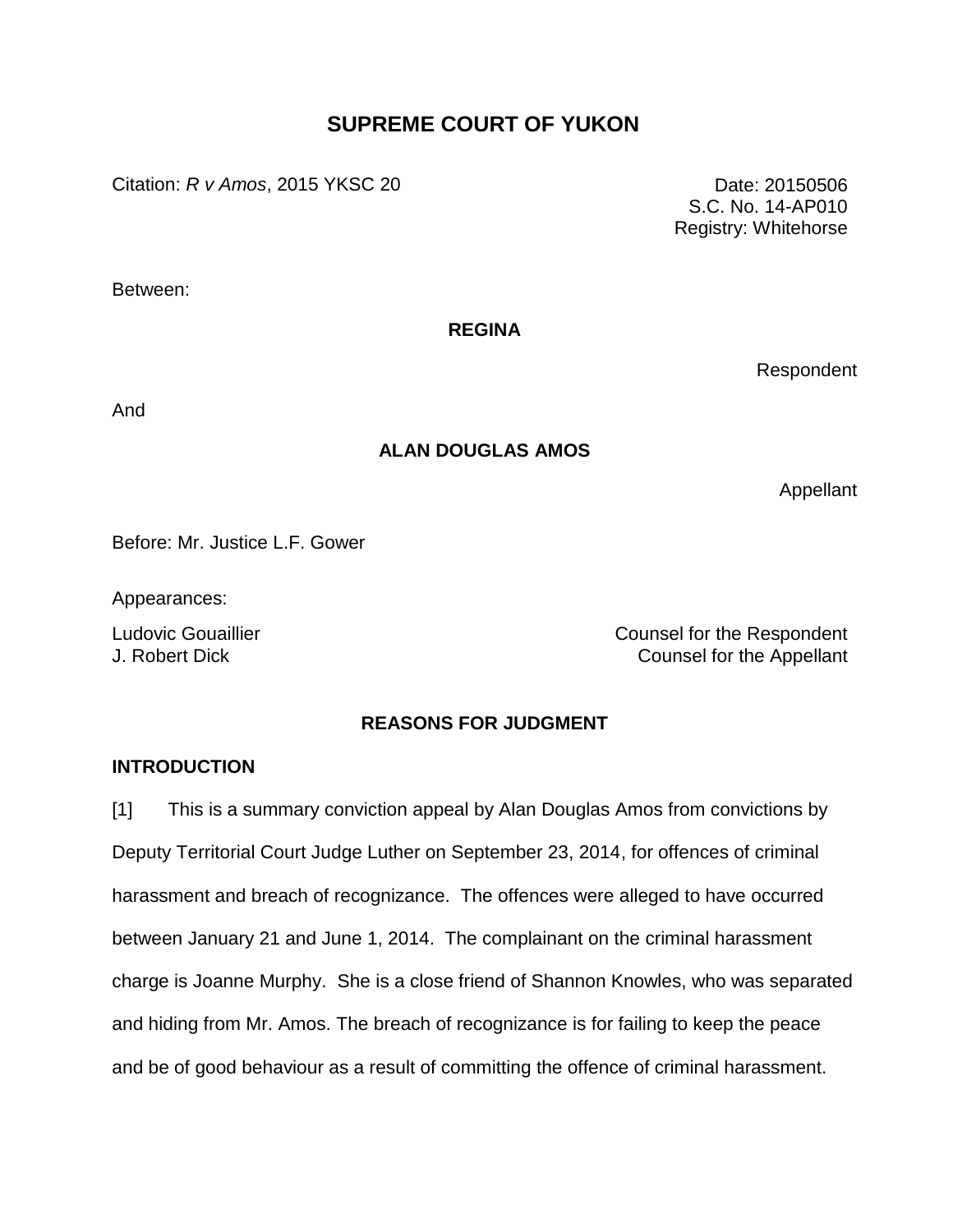# SUPREME COURT OF YUKON

Citation: *R v Amos*, 2015 YKSC 20

Date: 20150506
S.C. No. 14-AP010
Registry: Whitehorse

Between:

**REGINA**

Respondent

And

**ALAN DOUGLAS AMOS**

Appellant

Before: Mr. Justice L.F. Gower

Appearances:

Ludovic Gouaillier — Counsel for the Respondent
J. Robert Dick — Counsel for the Appellant

## REASONS FOR JUDGMENT

### INTRODUCTION

[1] This is a summary conviction appeal by Alan Douglas Amos from convictions by Deputy Territorial Court Judge Luther on September 23, 2014, for offences of criminal harassment and breach of recognizance. The offences were alleged to have occurred between January 21 and June 1, 2014. The complainant on the criminal harassment charge is Joanne Murphy. She is a close friend of Shannon Knowles, who was separated and hiding from Mr. Amos. The breach of recognizance is for failing to keep the peace and be of good behaviour as a result of committing the offence of criminal harassment.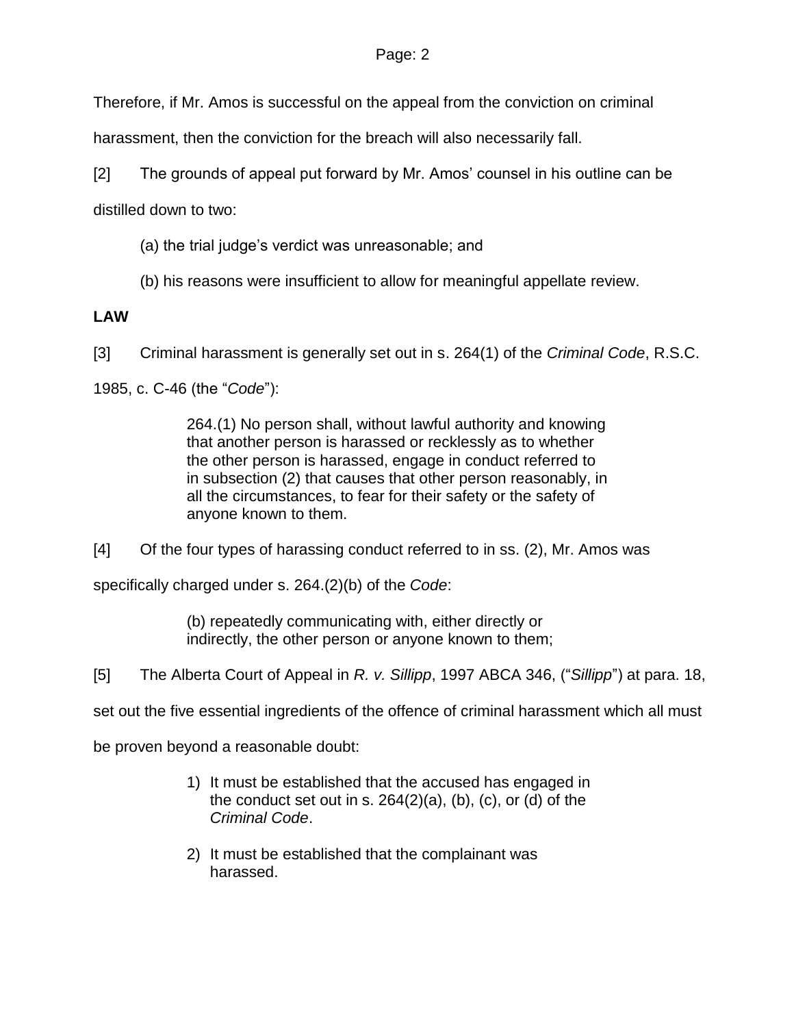Therefore, if Mr. Amos is successful on the appeal from the conviction on criminal harassment, then the conviction for the breach will also necessarily fall.

[2] The grounds of appeal put forward by Mr. Amos' counsel in his outline can be distilled down to two:

> (a) the trial judge's verdict was unreasonable; and
>
> (b) his reasons were insufficient to allow for meaningful appellate review.

**LAW**

[3] Criminal harassment is generally set out in s. 264(1) of the *Criminal Code*, R.S.C. 1985, c. C-46 (the "*Code*"):

> 264.(1) No person shall, without lawful authority and knowing that another person is harassed or recklessly as to whether the other person is harassed, engage in conduct referred to in subsection (2) that causes that other person reasonably, in all the circumstances, to fear for their safety or the safety of anyone known to them.

[4] Of the four types of harassing conduct referred to in ss. (2), Mr. Amos was specifically charged under s. 264.(2)(b) of the *Code*:

> (b) repeatedly communicating with, either directly or indirectly, the other person or anyone known to them;

[5] The Alberta Court of Appeal in *R. v. Sillipp*, 1997 ABCA 346, ("*Sillipp*") at para. 18, set out the five essential ingredients of the offence of criminal harassment which all must be proven beyond a reasonable doubt:

> 1) It must be established that the accused has engaged in the conduct set out in s. 264(2)(a), (b), (c), or (d) of the *Criminal Code*.
>
> 2) It must be established that the complainant was harassed.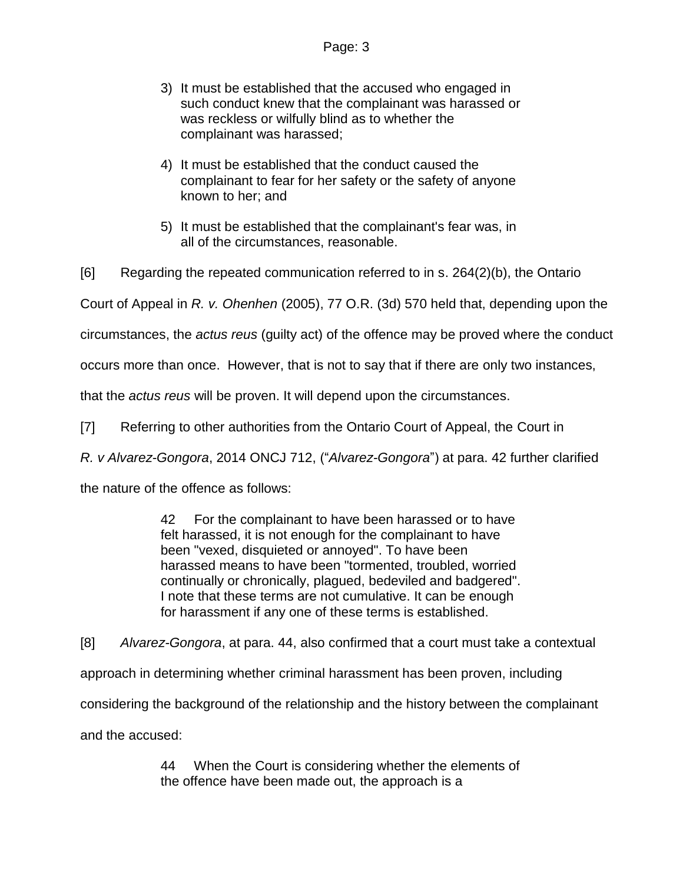3) It must be established that the accused who engaged in such conduct knew that the complainant was harassed or was reckless or wilfully blind as to whether the complainant was harassed;

4) It must be established that the conduct caused the complainant to fear for her safety or the safety of anyone known to her; and

5) It must be established that the complainant's fear was, in all of the circumstances, reasonable.

[6] Regarding the repeated communication referred to in s. 264(2)(b), the Ontario Court of Appeal in *R. v. Ohenhen* (2005), 77 O.R. (3d) 570 held that, depending upon the circumstances, the *actus reus* (guilty act) of the offence may be proved where the conduct occurs more than once. However, that is not to say that if there are only two instances, that the *actus reus* will be proven. It will depend upon the circumstances.

[7] Referring to other authorities from the Ontario Court of Appeal, the Court in *R. v Alvarez-Gongora*, 2014 ONCJ 712, ("*Alvarez-Gongora*") at para. 42 further clarified the nature of the offence as follows:

> 42 For the complainant to have been harassed or to have felt harassed, it is not enough for the complainant to have been "vexed, disquieted or annoyed". To have been harassed means to have been "tormented, troubled, worried continually or chronically, plagued, bedeviled and badgered". I note that these terms are not cumulative. It can be enough for harassment if any one of these terms is established.

[8] *Alvarez-Gongora*, at para. 44, also confirmed that a court must take a contextual approach in determining whether criminal harassment has been proven, including considering the background of the relationship and the history between the complainant and the accused:

> 44 When the Court is considering whether the elements of the offence have been made out, the approach is a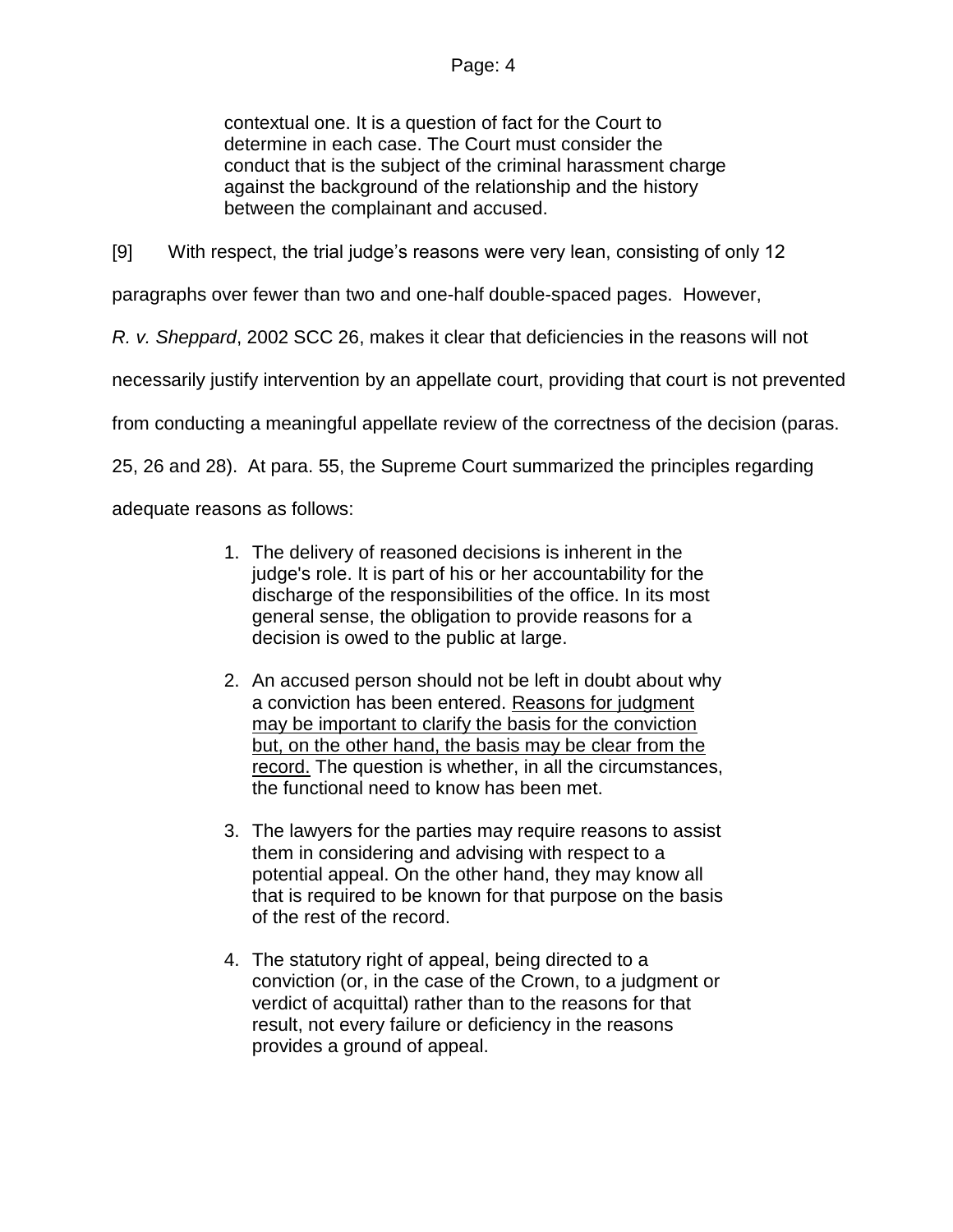> contextual one. It is a question of fact for the Court to determine in each case. The Court must consider the conduct that is the subject of the criminal harassment charge against the background of the relationship and the history between the complainant and accused.

[9] With respect, the trial judge's reasons were very lean, consisting of only 12 paragraphs over fewer than two and one-half double-spaced pages. However, *R. v. Sheppard*, 2002 SCC 26, makes it clear that deficiencies in the reasons will not necessarily justify intervention by an appellate court, providing that court is not prevented from conducting a meaningful appellate review of the correctness of the decision (paras. 25, 26 and 28). At para. 55, the Supreme Court summarized the principles regarding adequate reasons as follows:

> 1. The delivery of reasoned decisions is inherent in the judge's role. It is part of his or her accountability for the discharge of the responsibilities of the office. In its most general sense, the obligation to provide reasons for a decision is owed to the public at large.
>
> 2. An accused person should not be left in doubt about why a conviction has been entered. <u>Reasons for judgment may be important to clarify the basis for the conviction but, on the other hand, the basis may be clear from the record.</u> The question is whether, in all the circumstances, the functional need to know has been met.
>
> 3. The lawyers for the parties may require reasons to assist them in considering and advising with respect to a potential appeal. On the other hand, they may know all that is required to be known for that purpose on the basis of the rest of the record.
>
> 4. The statutory right of appeal, being directed to a conviction (or, in the case of the Crown, to a judgment or verdict of acquittal) rather than to the reasons for that result, not every failure or deficiency in the reasons provides a ground of appeal.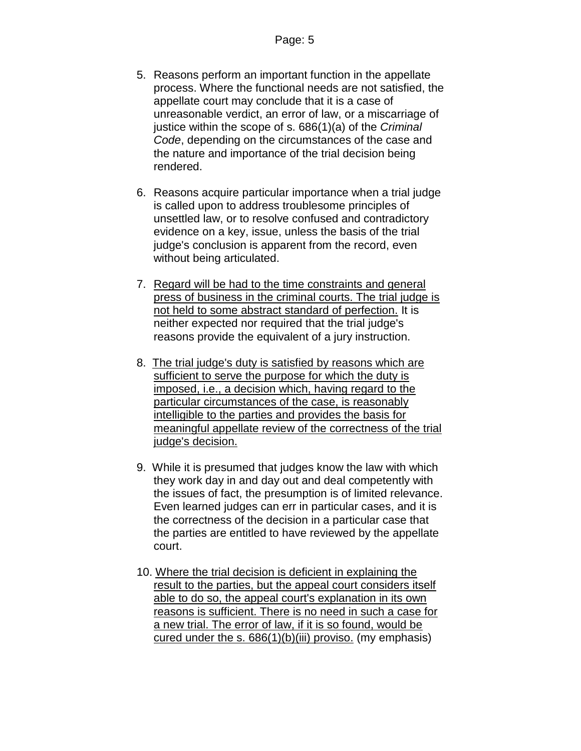5. Reasons perform an important function in the appellate process. Where the functional needs are not satisfied, the appellate court may conclude that it is a case of unreasonable verdict, an error of law, or a miscarriage of justice within the scope of s. 686(1)(a) of the *Criminal Code*, depending on the circumstances of the case and the nature and importance of the trial decision being rendered.

6. Reasons acquire particular importance when a trial judge is called upon to address troublesome principles of unsettled law, or to resolve confused and contradictory evidence on a key, issue, unless the basis of the trial judge's conclusion is apparent from the record, even without being articulated.

7. <u>Regard will be had to the time constraints and general press of business in the criminal courts. The trial judge is not held to some abstract standard of perfection.</u> It is neither expected nor required that the trial judge's reasons provide the equivalent of a jury instruction.

8. <u>The trial judge's duty is satisfied by reasons which are sufficient to serve the purpose for which the duty is imposed, i.e., a decision which, having regard to the particular circumstances of the case, is reasonably intelligible to the parties and provides the basis for meaningful appellate review of the correctness of the trial judge's decision.</u>

9. While it is presumed that judges know the law with which they work day in and day out and deal competently with the issues of fact, the presumption is of limited relevance. Even learned judges can err in particular cases, and it is the correctness of the decision in a particular case that the parties are entitled to have reviewed by the appellate court.

10. <u>Where the trial decision is deficient in explaining the result to the parties, but the appeal court considers itself able to do so, the appeal court's explanation in its own reasons is sufficient. There is no need in such a case for a new trial. The error of law, if it is so found, would be cured under the s. 686(1)(b)(iii) proviso.</u> (my emphasis)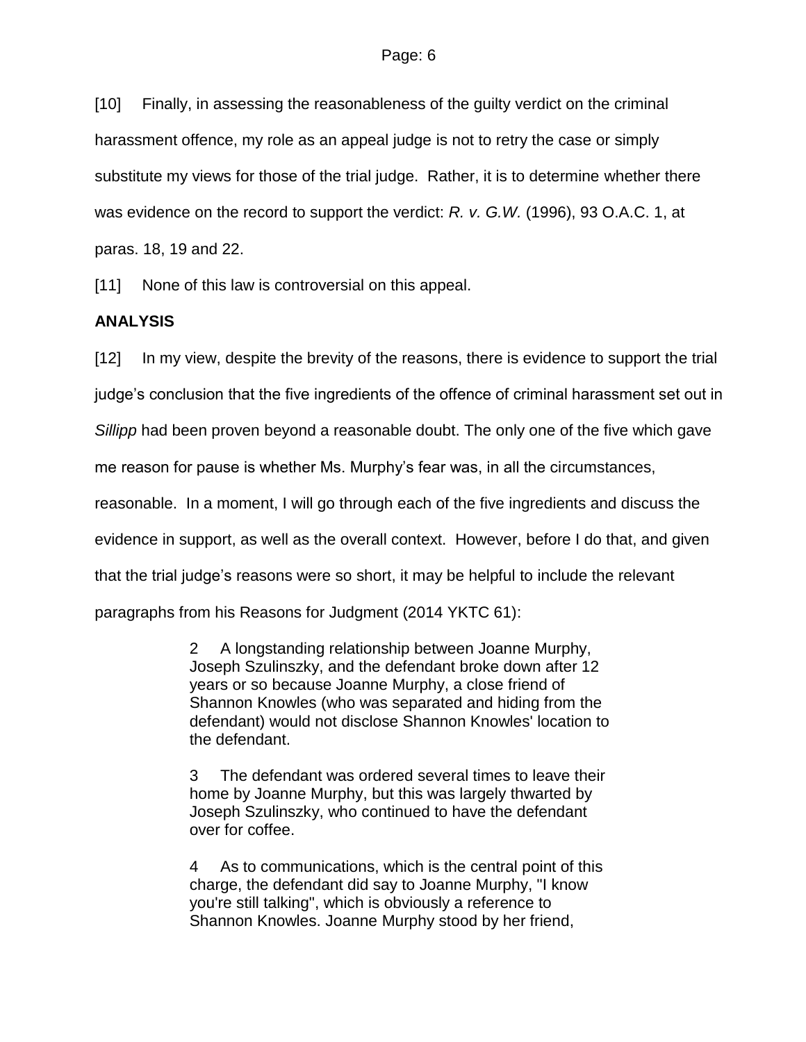[10] Finally, in assessing the reasonableness of the guilty verdict on the criminal harassment offence, my role as an appeal judge is not to retry the case or simply substitute my views for those of the trial judge. Rather, it is to determine whether there was evidence on the record to support the verdict: *R. v. G.W.* (1996), 93 O.A.C. 1, at paras. 18, 19 and 22.

[11] None of this law is controversial on this appeal.

**ANALYSIS**

[12] In my view, despite the brevity of the reasons, there is evidence to support the trial judge's conclusion that the five ingredients of the offence of criminal harassment set out in *Sillipp* had been proven beyond a reasonable doubt. The only one of the five which gave me reason for pause is whether Ms. Murphy's fear was, in all the circumstances, reasonable. In a moment, I will go through each of the five ingredients and discuss the evidence in support, as well as the overall context. However, before I do that, and given that the trial judge's reasons were so short, it may be helpful to include the relevant paragraphs from his Reasons for Judgment (2014 YKTC 61):

> 2 A longstanding relationship between Joanne Murphy, Joseph Szulinszky, and the defendant broke down after 12 years or so because Joanne Murphy, a close friend of Shannon Knowles (who was separated and hiding from the defendant) would not disclose Shannon Knowles' location to the defendant.
>
> 3 The defendant was ordered several times to leave their home by Joanne Murphy, but this was largely thwarted by Joseph Szulinszky, who continued to have the defendant over for coffee.
>
> 4 As to communications, which is the central point of this charge, the defendant did say to Joanne Murphy, "I know you're still talking", which is obviously a reference to Shannon Knowles. Joanne Murphy stood by her friend,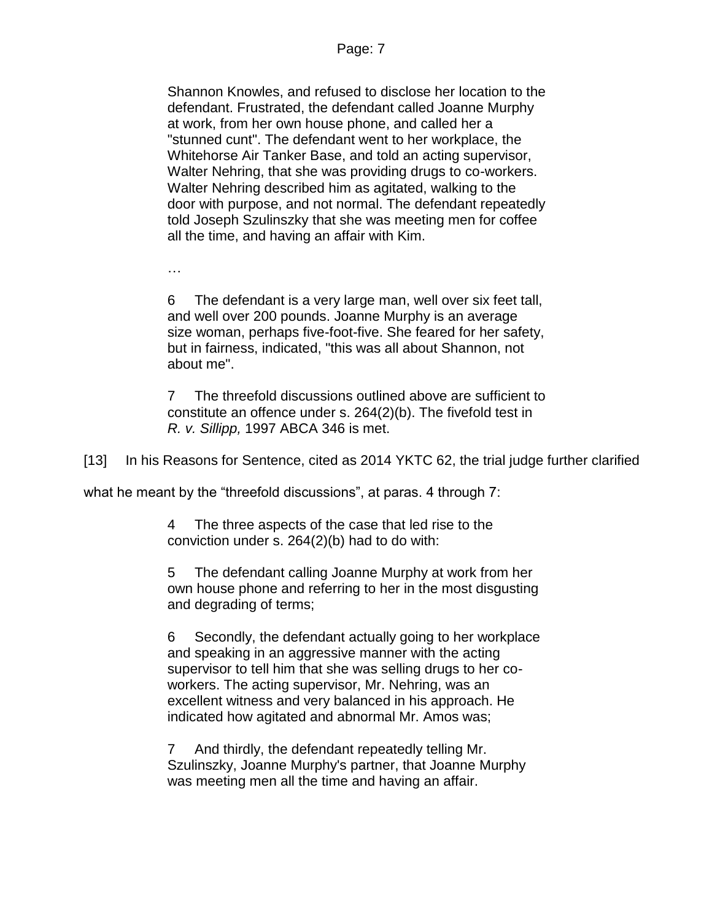> Shannon Knowles, and refused to disclose her location to the defendant. Frustrated, the defendant called Joanne Murphy at work, from her own house phone, and called her a "stunned cunt". The defendant went to her workplace, the Whitehorse Air Tanker Base, and told an acting supervisor, Walter Nehring, that she was providing drugs to co-workers. Walter Nehring described him as agitated, walking to the door with purpose, and not normal. The defendant repeatedly told Joseph Szulinszky that she was meeting men for coffee all the time, and having an affair with Kim.
>
> …
>
> 6 The defendant is a very large man, well over six feet tall, and well over 200 pounds. Joanne Murphy is an average size woman, perhaps five-foot-five. She feared for her safety, but in fairness, indicated, "this was all about Shannon, not about me".
>
> 7 The threefold discussions outlined above are sufficient to constitute an offence under s. 264(2)(b). The fivefold test in *R. v. Sillipp,* 1997 ABCA 346 is met.

[13] In his Reasons for Sentence, cited as 2014 YKTC 62, the trial judge further clarified what he meant by the "threefold discussions", at paras. 4 through 7:

> 4 The three aspects of the case that led rise to the conviction under s. 264(2)(b) had to do with:
>
> 5 The defendant calling Joanne Murphy at work from her own house phone and referring to her in the most disgusting and degrading of terms;
>
> 6 Secondly, the defendant actually going to her workplace and speaking in an aggressive manner with the acting supervisor to tell him that she was selling drugs to her co-workers. The acting supervisor, Mr. Nehring, was an excellent witness and very balanced in his approach. He indicated how agitated and abnormal Mr. Amos was;
>
> 7 And thirdly, the defendant repeatedly telling Mr. Szulinszky, Joanne Murphy's partner, that Joanne Murphy was meeting men all the time and having an affair.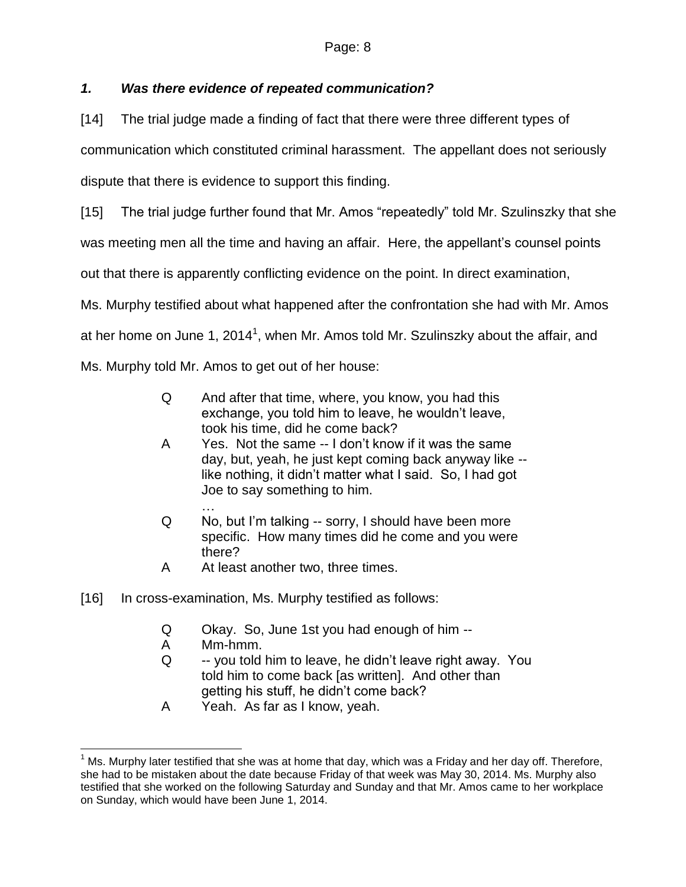### *1. Was there evidence of repeated communication?*

[14] The trial judge made a finding of fact that there were three different types of communication which constituted criminal harassment. The appellant does not seriously dispute that there is evidence to support this finding.

[15] The trial judge further found that Mr. Amos "repeatedly" told Mr. Szulinszky that she was meeting men all the time and having an affair. Here, the appellant's counsel points out that there is apparently conflicting evidence on the point. In direct examination, Ms. Murphy testified about what happened after the confrontation she had with Mr. Amos at her home on June 1, 2014[1], when Mr. Amos told Mr. Szulinszky about the affair, and Ms. Murphy told Mr. Amos to get out of her house:

> Q And after that time, where, you know, you had this exchange, you told him to leave, he wouldn't leave, took his time, did he come back?
>
> A Yes. Not the same -- I don't know if it was the same day, but, yeah, he just kept coming back anyway like -- like nothing, it didn't matter what I said. So, I had got Joe to say something to him.
>
> …
>
> Q No, but I'm talking -- sorry, I should have been more specific. How many times did he come and you were there?
>
> A At least another two, three times.

[16] In cross-examination, Ms. Murphy testified as follows:

> Q Okay. So, June 1st you had enough of him --
>
> A Mm-hmm.
>
> Q -- you told him to leave, he didn't leave right away. You told him to come back [as written]. And other than getting his stuff, he didn't come back?
>
> A Yeah. As far as I know, yeah.

---

[1] Ms. Murphy later testified that she was at home that day, which was a Friday and her day off. Therefore, she had to be mistaken about the date because Friday of that week was May 30, 2014. Ms. Murphy also testified that she worked on the following Saturday and Sunday and that Mr. Amos came to her workplace on Sunday, which would have been June 1, 2014.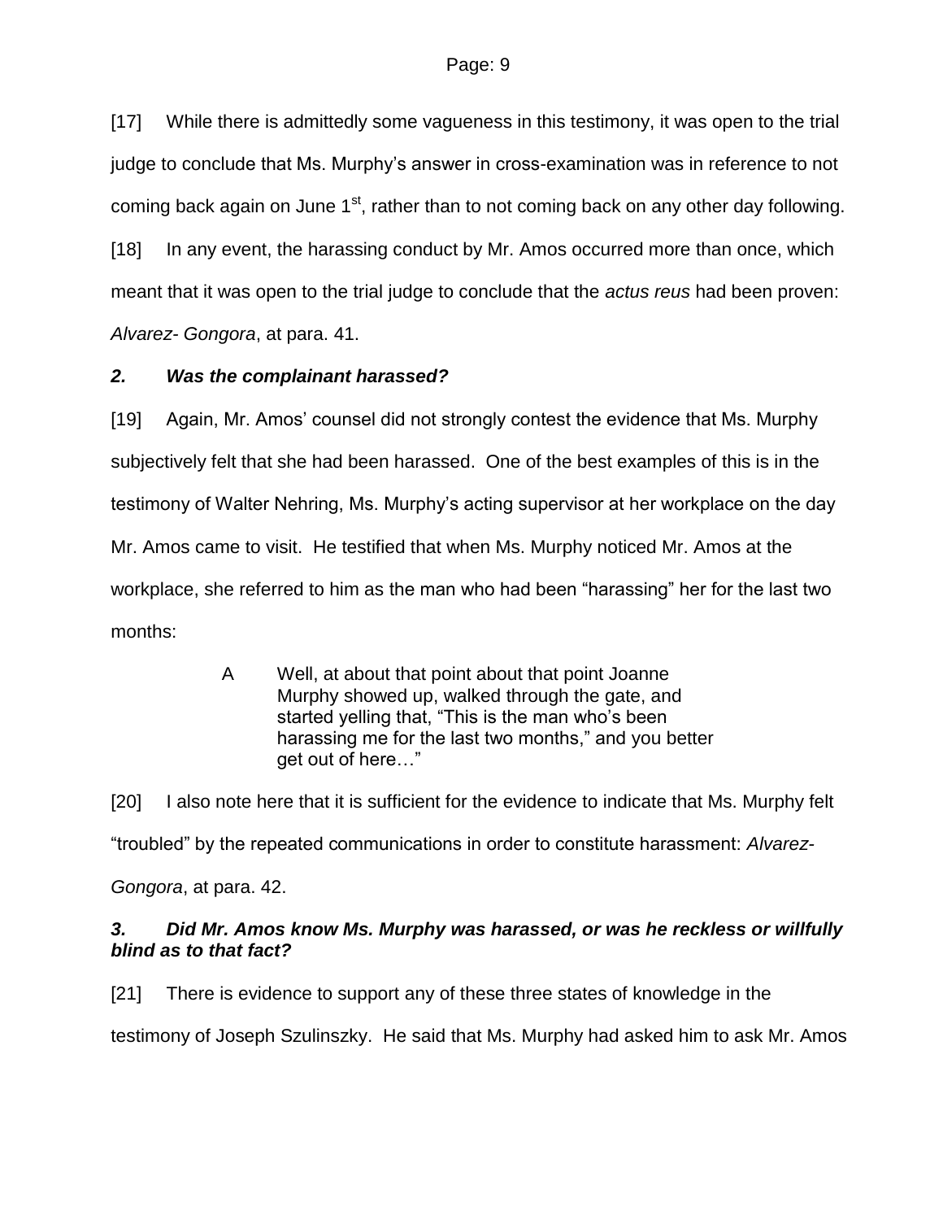[17] While there is admittedly some vagueness in this testimony, it was open to the trial judge to conclude that Ms. Murphy's answer in cross-examination was in reference to not coming back again on June 1st, rather than to not coming back on any other day following.

[18] In any event, the harassing conduct by Mr. Amos occurred more than once, which meant that it was open to the trial judge to conclude that the *actus reus* had been proven: *Alvarez- Gongora*, at para. 41.

### *2. Was the complainant harassed?*

[19] Again, Mr. Amos' counsel did not strongly contest the evidence that Ms. Murphy subjectively felt that she had been harassed. One of the best examples of this is in the testimony of Walter Nehring, Ms. Murphy's acting supervisor at her workplace on the day Mr. Amos came to visit. He testified that when Ms. Murphy noticed Mr. Amos at the workplace, she referred to him as the man who had been "harassing" her for the last two months:

> A Well, at about that point about that point Joanne Murphy showed up, walked through the gate, and started yelling that, "This is the man who's been harassing me for the last two months," and you better get out of here…"

[20] I also note here that it is sufficient for the evidence to indicate that Ms. Murphy felt "troubled" by the repeated communications in order to constitute harassment: *Alvarez-Gongora*, at para. 42.

### *3. Did Mr. Amos know Ms. Murphy was harassed, or was he reckless or willfully blind as to that fact?*

[21] There is evidence to support any of these three states of knowledge in the testimony of Joseph Szulinszky. He said that Ms. Murphy had asked him to ask Mr. Amos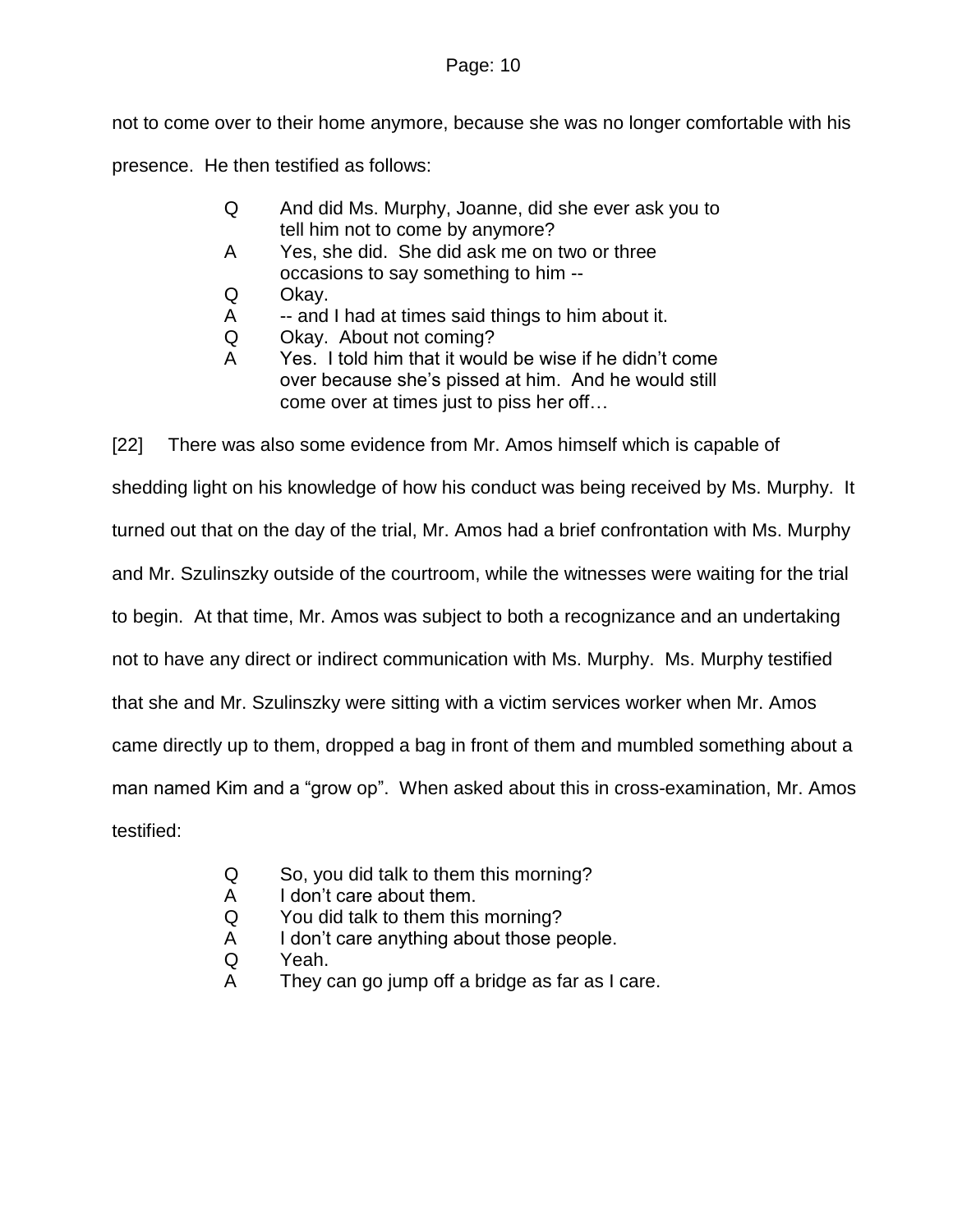not to come over to their home anymore, because she was no longer comfortable with his presence. He then testified as follows:

> Q And did Ms. Murphy, Joanne, did she ever ask you to tell him not to come by anymore?
> A Yes, she did. She did ask me on two or three occasions to say something to him --
> Q Okay.
> A -- and I had at times said things to him about it.
> Q Okay. About not coming?
> A Yes. I told him that it would be wise if he didn't come over because she's pissed at him. And he would still come over at times just to piss her off…

[22] There was also some evidence from Mr. Amos himself which is capable of shedding light on his knowledge of how his conduct was being received by Ms. Murphy. It turned out that on the day of the trial, Mr. Amos had a brief confrontation with Ms. Murphy and Mr. Szulinszky outside of the courtroom, while the witnesses were waiting for the trial to begin. At that time, Mr. Amos was subject to both a recognizance and an undertaking not to have any direct or indirect communication with Ms. Murphy. Ms. Murphy testified that she and Mr. Szulinszky were sitting with a victim services worker when Mr. Amos came directly up to them, dropped a bag in front of them and mumbled something about a man named Kim and a "grow op". When asked about this in cross-examination, Mr. Amos testified:

> Q So, you did talk to them this morning?
> A I don't care about them.
> Q You did talk to them this morning?
> A I don't care anything about those people.
> Q Yeah.
> A They can go jump off a bridge as far as I care.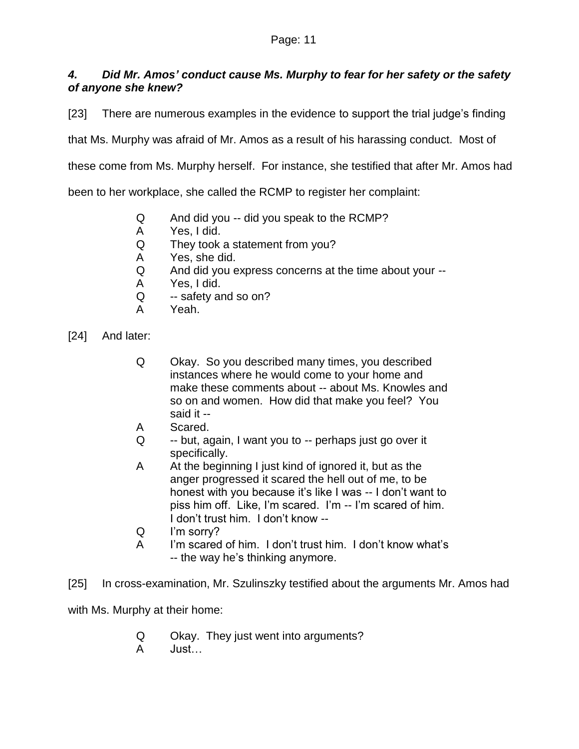#### *4. Did Mr. Amos' conduct cause Ms. Murphy to fear for her safety or the safety of anyone she knew?*

[23] There are numerous examples in the evidence to support the trial judge's finding that Ms. Murphy was afraid of Mr. Amos as a result of his harassing conduct. Most of these come from Ms. Murphy herself. For instance, she testified that after Mr. Amos had been to her workplace, she called the RCMP to register her complaint:

> Q And did you -- did you speak to the RCMP?
> A Yes, I did.
> Q They took a statement from you?
> A Yes, she did.
> Q And did you express concerns at the time about your --
> A Yes, I did.
> Q -- safety and so on?
> A Yeah.

[24] And later:

> Q Okay. So you described many times, you described instances where he would come to your home and make these comments about -- about Ms. Knowles and so on and women. How did that make you feel? You said it --
> A Scared.
> Q -- but, again, I want you to -- perhaps just go over it specifically.
> A At the beginning I just kind of ignored it, but as the anger progressed it scared the hell out of me, to be honest with you because it's like I was -- I don't want to piss him off. Like, I'm scared. I'm -- I'm scared of him. I don't trust him. I don't know --
> Q I'm sorry?
> A I'm scared of him. I don't trust him. I don't know what's -- the way he's thinking anymore.

[25] In cross-examination, Mr. Szulinszky testified about the arguments Mr. Amos had with Ms. Murphy at their home:

> Q Okay. They just went into arguments?
> A Just…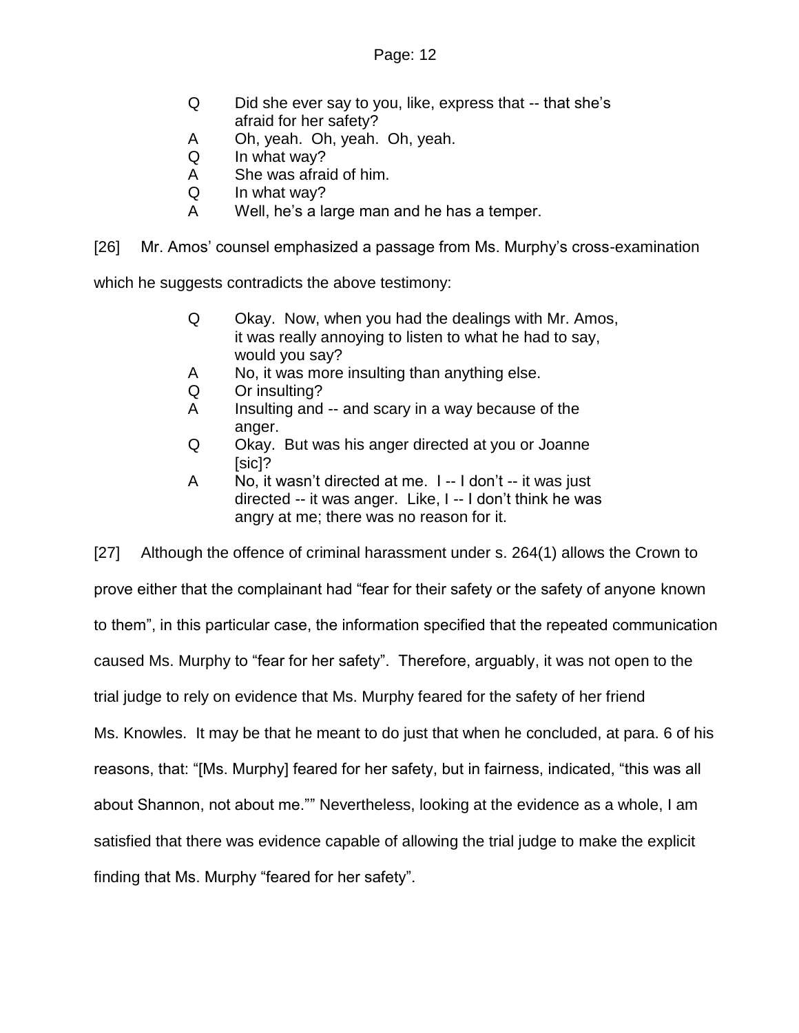Q Did she ever say to you, like, express that -- that she's afraid for her safety?
A Oh, yeah. Oh, yeah. Oh, yeah.
Q In what way?
A She was afraid of him.
Q In what way?
A Well, he's a large man and he has a temper.

[26] Mr. Amos' counsel emphasized a passage from Ms. Murphy's cross-examination which he suggests contradicts the above testimony:

> Q Okay. Now, when you had the dealings with Mr. Amos, it was really annoying to listen to what he had to say, would you say?
> A No, it was more insulting than anything else.
> Q Or insulting?
> A Insulting and -- and scary in a way because of the anger.
> Q Okay. But was his anger directed at you or Joanne [sic]?
> A No, it wasn't directed at me. I -- I don't -- it was just directed -- it was anger. Like, I -- I don't think he was angry at me; there was no reason for it.

[27] Although the offence of criminal harassment under s. 264(1) allows the Crown to prove either that the complainant had "fear for their safety or the safety of anyone known to them", in this particular case, the information specified that the repeated communication caused Ms. Murphy to "fear for her safety". Therefore, arguably, it was not open to the trial judge to rely on evidence that Ms. Murphy feared for the safety of her friend Ms. Knowles. It may be that he meant to do just that when he concluded, at para. 6 of his reasons, that: "[Ms. Murphy] feared for her safety, but in fairness, indicated, "this was all about Shannon, not about me."" Nevertheless, looking at the evidence as a whole, I am satisfied that there was evidence capable of allowing the trial judge to make the explicit finding that Ms. Murphy "feared for her safety".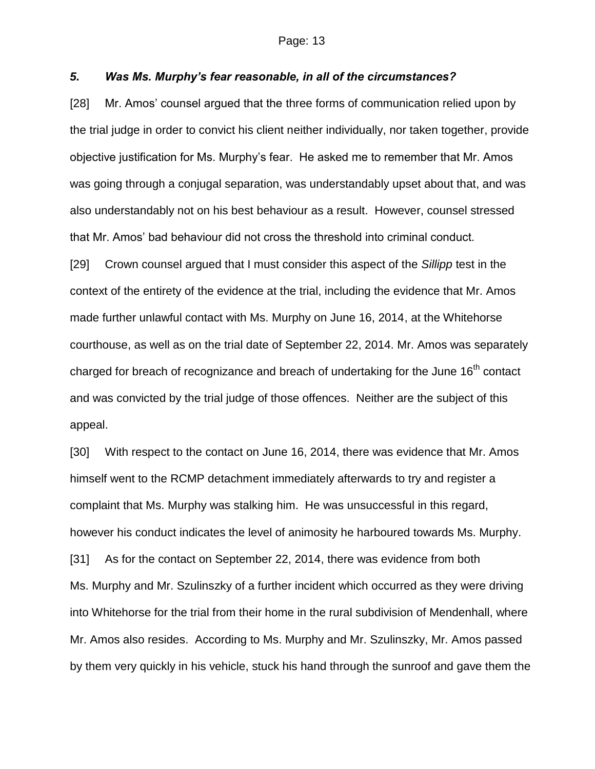### *5. Was Ms. Murphy's fear reasonable, in all of the circumstances?*

[28] Mr. Amos' counsel argued that the three forms of communication relied upon by the trial judge in order to convict his client neither individually, nor taken together, provide objective justification for Ms. Murphy's fear. He asked me to remember that Mr. Amos was going through a conjugal separation, was understandably upset about that, and was also understandably not on his best behaviour as a result. However, counsel stressed that Mr. Amos' bad behaviour did not cross the threshold into criminal conduct.

[29] Crown counsel argued that I must consider this aspect of the *Sillipp* test in the context of the entirety of the evidence at the trial, including the evidence that Mr. Amos made further unlawful contact with Ms. Murphy on June 16, 2014, at the Whitehorse courthouse, as well as on the trial date of September 22, 2014. Mr. Amos was separately charged for breach of recognizance and breach of undertaking for the June 16th contact and was convicted by the trial judge of those offences. Neither are the subject of this appeal.

[30] With respect to the contact on June 16, 2014, there was evidence that Mr. Amos himself went to the RCMP detachment immediately afterwards to try and register a complaint that Ms. Murphy was stalking him. He was unsuccessful in this regard, however his conduct indicates the level of animosity he harboured towards Ms. Murphy.

[31] As for the contact on September 22, 2014, there was evidence from both Ms. Murphy and Mr. Szulinszky of a further incident which occurred as they were driving into Whitehorse for the trial from their home in the rural subdivision of Mendenhall, where Mr. Amos also resides. According to Ms. Murphy and Mr. Szulinszky, Mr. Amos passed by them very quickly in his vehicle, stuck his hand through the sunroof and gave them the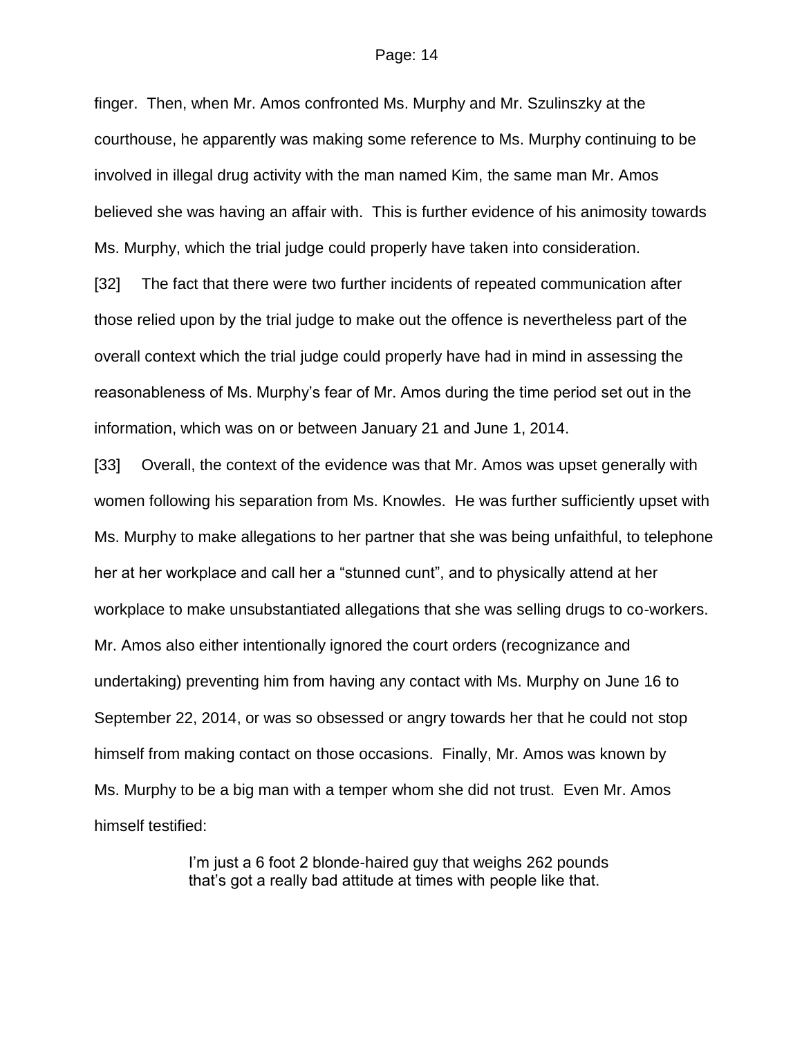finger. Then, when Mr. Amos confronted Ms. Murphy and Mr. Szulinszky at the courthouse, he apparently was making some reference to Ms. Murphy continuing to be involved in illegal drug activity with the man named Kim, the same man Mr. Amos believed she was having an affair with. This is further evidence of his animosity towards Ms. Murphy, which the trial judge could properly have taken into consideration.

[32] The fact that there were two further incidents of repeated communication after those relied upon by the trial judge to make out the offence is nevertheless part of the overall context which the trial judge could properly have had in mind in assessing the reasonableness of Ms. Murphy's fear of Mr. Amos during the time period set out in the information, which was on or between January 21 and June 1, 2014.

[33] Overall, the context of the evidence was that Mr. Amos was upset generally with women following his separation from Ms. Knowles. He was further sufficiently upset with Ms. Murphy to make allegations to her partner that she was being unfaithful, to telephone her at her workplace and call her a "stunned cunt", and to physically attend at her workplace to make unsubstantiated allegations that she was selling drugs to co-workers. Mr. Amos also either intentionally ignored the court orders (recognizance and undertaking) preventing him from having any contact with Ms. Murphy on June 16 to September 22, 2014, or was so obsessed or angry towards her that he could not stop himself from making contact on those occasions. Finally, Mr. Amos was known by Ms. Murphy to be a big man with a temper whom she did not trust. Even Mr. Amos himself testified:

> I'm just a 6 foot 2 blonde-haired guy that weighs 262 pounds that's got a really bad attitude at times with people like that.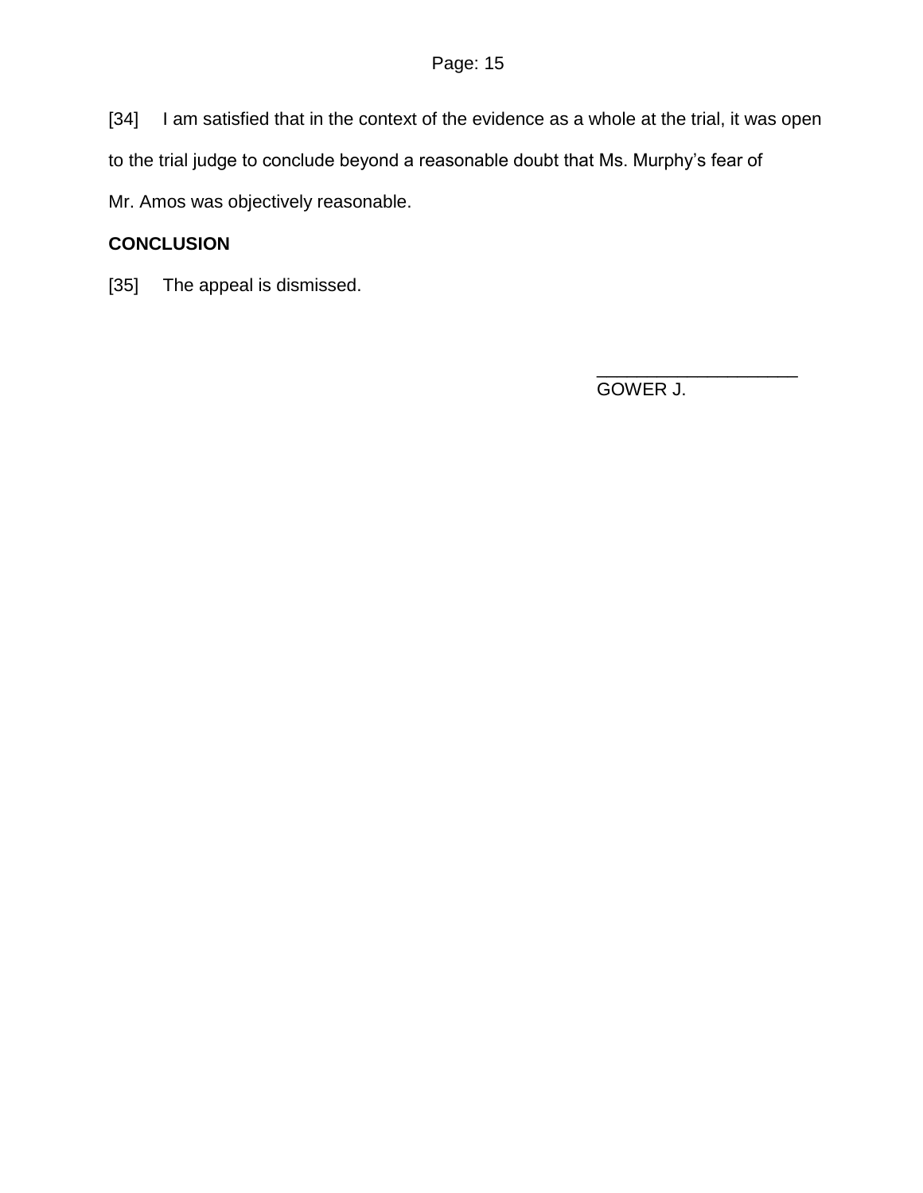[34] I am satisfied that in the context of the evidence as a whole at the trial, it was open to the trial judge to conclude beyond a reasonable doubt that Ms. Murphy's fear of Mr. Amos was objectively reasonable.

**CONCLUSION**

[35] The appeal is dismissed.

\_\_\_\_\_\_\_\_\_\_\_\_\_\_\_\_\_\_\_\_

GOWER J.